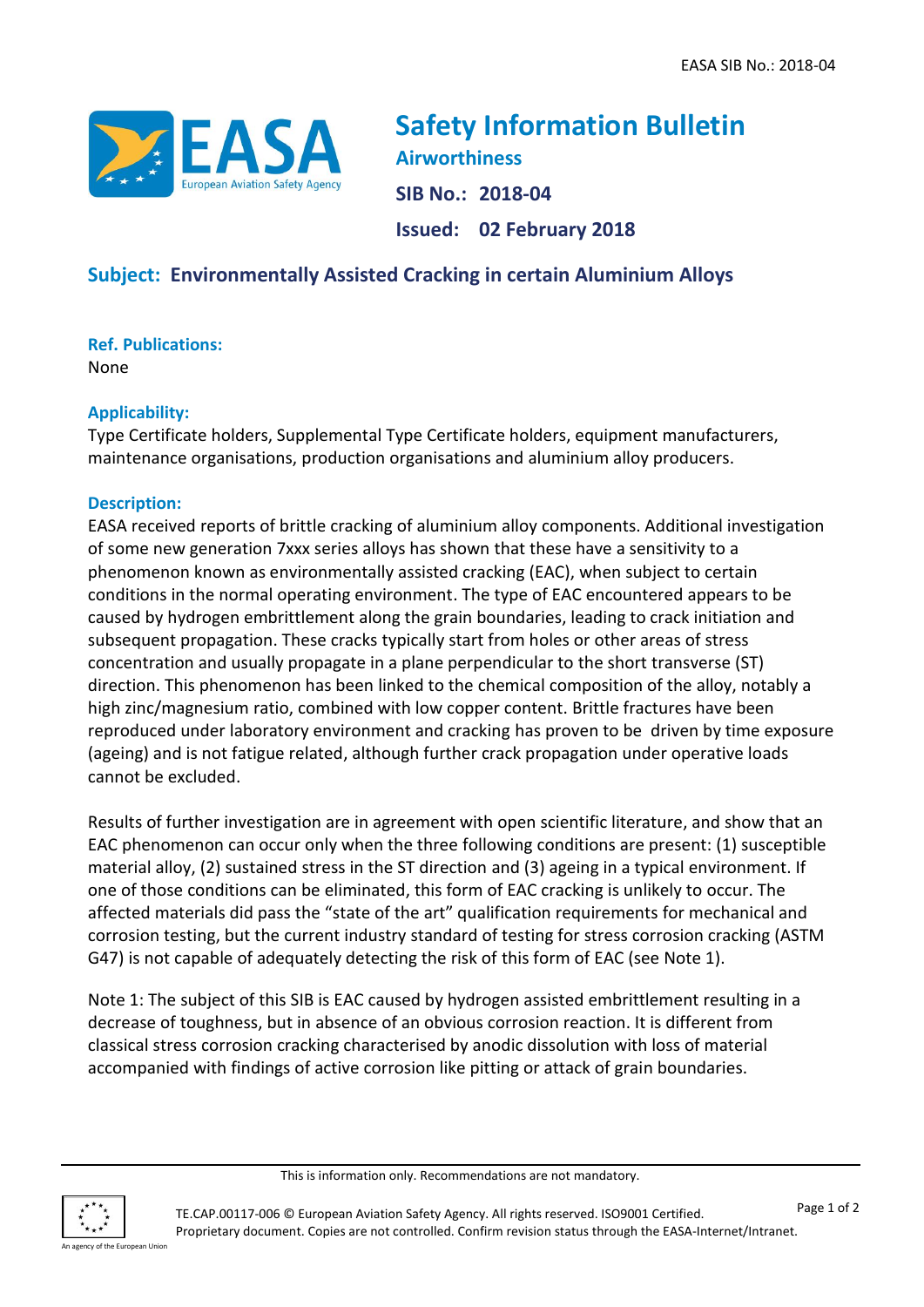# Safety Information Bulletin

**Airworthiness**

**SIB No.: 2018-04**

**Issued: 02 February 2018**

## Subject: Environmentally Assisted Cracking in certain Aluminium Alloys

**Ref. Publications:**

None

**Applicability:**

Type Certificate holders, Supplemental Type Certificate holders, equipment manufacturers, maintenance organisations, production organisations and aluminium alloy producers.

**Description:**

EASA received reports of brittle cracking of aluminium alloy components. Additional investigation of some new generation 7xxx series alloys has shown that these have a sensitivity to a phenomenon known as environmentally assisted cracking (EAC), when subject to certain conditions in the normal operating environment. The type of EAC encountered appears to be caused by hydrogen embrittlement along the grain boundaries, leading to crack initiation and subsequent propagation. These cracks typically start from holes or other areas of stress concentration and usually propagate in a plane perpendicular to the short transverse (ST) direction. This phenomenon has been linked to the chemical composition of the alloy, notably a high zinc/magnesium ratio, combined with low copper content. Brittle fractures have been reproduced under laboratory environment and cracking has proven to be driven by time exposure (ageing) and is not fatigue related, although further crack propagation under operative loads cannot be excluded.

Results of further investigation are in agreement with open scientific literature, and show that an EAC phenomenon can occur only when the three following conditions are present: (1) susceptible material alloy, (2) sustained stress in the ST direction and (3) ageing in a typical environment. If one of those conditions can be eliminated, this form of EAC cracking is unlikely to occur. The affected materials did pass the "state of the art" qualification requirements for mechanical and corrosion testing, but the current industry standard of testing for stress corrosion cracking (ASTM G47) is not capable of adequately detecting the risk of this form of EAC (see Note 1).

Note 1: The subject of this SIB is EAC caused by hydrogen assisted embrittlement resulting in a decrease of toughness, but in absence of an obvious corrosion reaction. It is different from classical stress corrosion cracking characterised by anodic dissolution with loss of material accompanied with findings of active corrosion like pitting or attack of grain boundaries.

This is information only. Recommendations are not mandatory.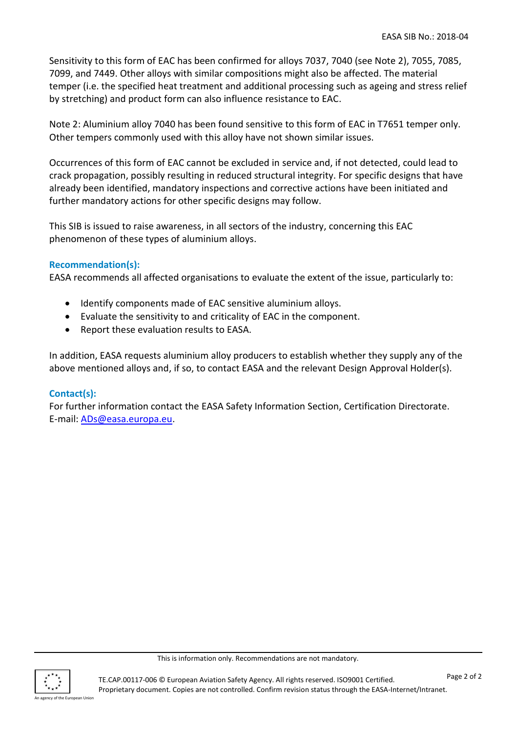Sensitivity to this form of EAC has been confirmed for alloys 7037, 7040 (see Note 2), 7055, 7085, 7099, and 7449. Other alloys with similar compositions might also be affected. The material temper (i.e. the specified heat treatment and additional processing such as ageing and stress relief by stretching) and product form can also influence resistance to EAC.

Note 2: Aluminium alloy 7040 has been found sensitive to this form of EAC in T7651 temper only. Other tempers commonly used with this alloy have not shown similar issues.

Occurrences of this form of EAC cannot be excluded in service and, if not detected, could lead to crack propagation, possibly resulting in reduced structural integrity. For specific designs that have already been identified, mandatory inspections and corrective actions have been initiated and further mandatory actions for other specific designs may follow.

This SIB is issued to raise awareness, in all sectors of the industry, concerning this EAC phenomenon of these types of aluminium alloys.

## Recommendation(s):

EASA recommends all affected organisations to evaluate the extent of the issue, particularly to:

- Identify components made of EAC sensitive aluminium alloys.
- Evaluate the sensitivity to and criticality of EAC in the component.
- Report these evaluation results to EASA.

In addition, EASA requests aluminium alloy producers to establish whether they supply any of the above mentioned alloys and, if so, to contact EASA and the relevant Design Approval Holder(s).

## Contact(s):

For further information contact the EASA Safety Information Section, Certification Directorate.
E-mail: ADs@easa.europa.eu.

This is information only. Recommendations are not mandatory.